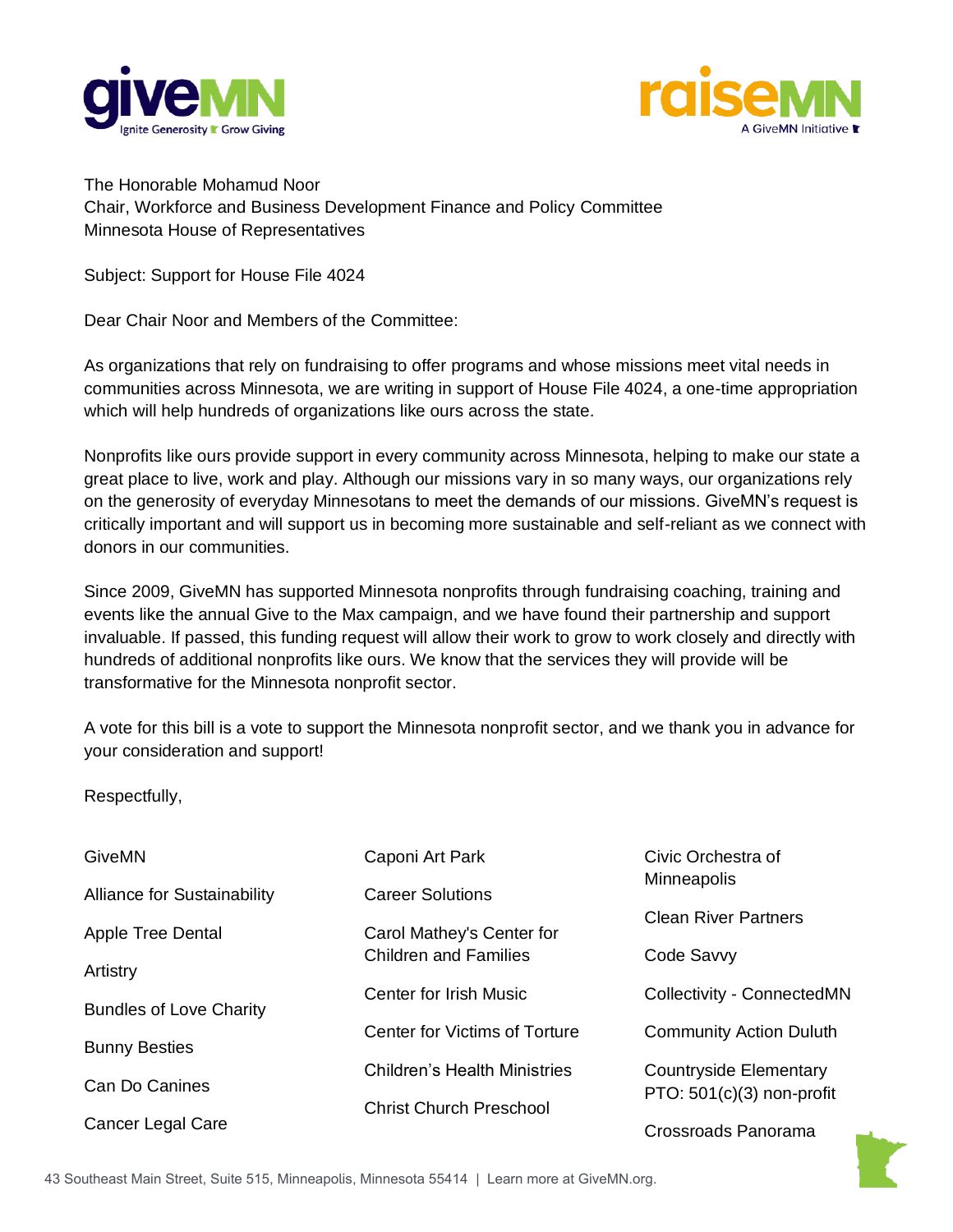The Honorable Mohamud Noor
Chair, Workforce and Business Development Finance and Policy Committee
Minnesota House of Representatives

Subject: Support for House File 4024

Dear Chair Noor and Members of the Committee:

As organizations that rely on fundraising to offer programs and whose missions meet vital needs in communities across Minnesota, we are writing in support of House File 4024, a one-time appropriation which will help hundreds of organizations like ours across the state.

Nonprofits like ours provide support in every community across Minnesota, helping to make our state a great place to live, work and play. Although our missions vary in so many ways, our organizations rely on the generosity of everyday Minnesotans to meet the demands of our missions. GiveMN's request is critically important and will support us in becoming more sustainable and self-reliant as we connect with donors in our communities.

Since 2009, GiveMN has supported Minnesota nonprofits through fundraising coaching, training and events like the annual Give to the Max campaign, and we have found their partnership and support invaluable. If passed, this funding request will allow their work to grow to work closely and directly with hundreds of additional nonprofits like ours. We know that the services they will provide will be transformative for the Minnesota nonprofit sector.

A vote for this bill is a vote to support the Minnesota nonprofit sector, and we thank you in advance for your consideration and support!

Respectfully,

GiveMN

Alliance for Sustainability

Apple Tree Dental

Artistry

Bundles of Love Charity

Bunny Besties

Can Do Canines

Cancer Legal Care

Caponi Art Park

Career Solutions

Carol Mathey's Center for Children and Families

Center for Irish Music

Center for Victims of Torture

Children's Health Ministries

Christ Church Preschool

Civic Orchestra of Minneapolis

Clean River Partners

Code Savvy

Collectivity - ConnectedMN

Community Action Duluth

Countryside Elementary PTO: 501(c)(3) non-profit

Crossroads Panorama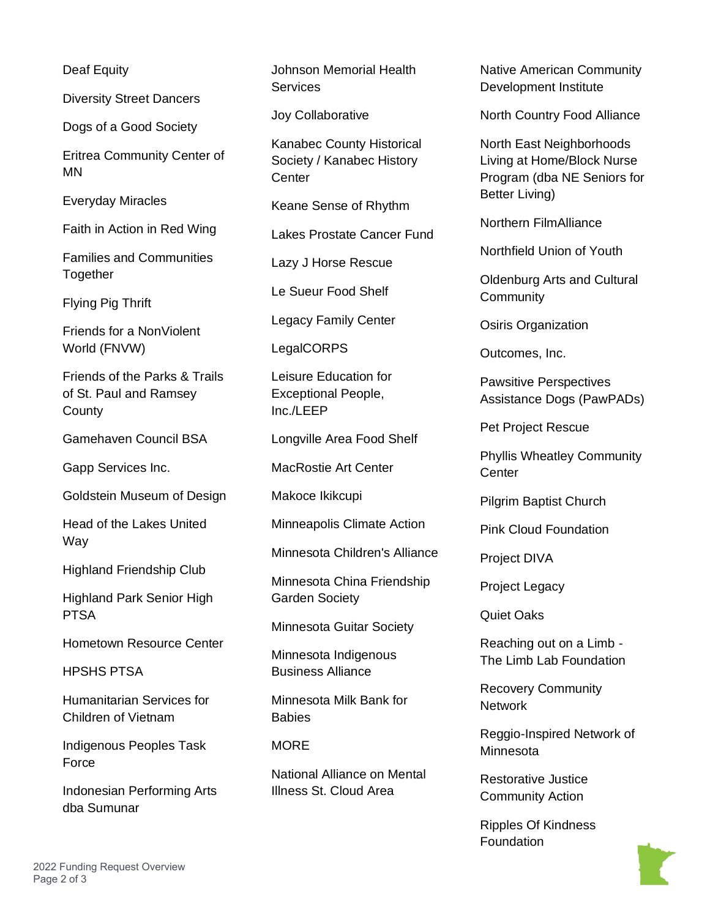Deaf Equity

Diversity Street Dancers

Dogs of a Good Society

Eritrea Community Center of MN

Everyday Miracles

Faith in Action in Red Wing

Families and Communities Together

Flying Pig Thrift

Friends for a NonViolent World (FNVW)

Friends of the Parks & Trails of St. Paul and Ramsey County

Gamehaven Council BSA

Gapp Services Inc.

Goldstein Museum of Design

Head of the Lakes United Way

Highland Friendship Club

Highland Park Senior High PTSA

Hometown Resource Center

HPSHS PTSA

Humanitarian Services for Children of Vietnam

Indigenous Peoples Task Force

Indonesian Performing Arts dba Sumunar

Johnson Memorial Health Services

Joy Collaborative

Kanabec County Historical Society / Kanabec History Center

Keane Sense of Rhythm

Lakes Prostate Cancer Fund

Lazy J Horse Rescue

Le Sueur Food Shelf

Legacy Family Center

LegalCORPS

Leisure Education for Exceptional People, Inc./LEEP

Longville Area Food Shelf

MacRostie Art Center

Makoce Ikikcupi

Minneapolis Climate Action

Minnesota Children's Alliance

Minnesota China Friendship Garden Society

Minnesota Guitar Society

Minnesota Indigenous Business Alliance

Minnesota Milk Bank for Babies

MORE

National Alliance on Mental Illness St. Cloud Area

Native American Community Development Institute

North Country Food Alliance

North East Neighborhoods Living at Home/Block Nurse Program (dba NE Seniors for Better Living)

Northern FilmAlliance

Northfield Union of Youth

Oldenburg Arts and Cultural Community

Osiris Organization

Outcomes, Inc.

Pawsitive Perspectives Assistance Dogs (PawPADs)

Pet Project Rescue

Phyllis Wheatley Community Center

Pilgrim Baptist Church

Pink Cloud Foundation

Project DIVA

Project Legacy

Quiet Oaks

Reaching out on a Limb - The Limb Lab Foundation

Recovery Community Network

Reggio-Inspired Network of Minnesota

Restorative Justice Community Action

Ripples Of Kindness Foundation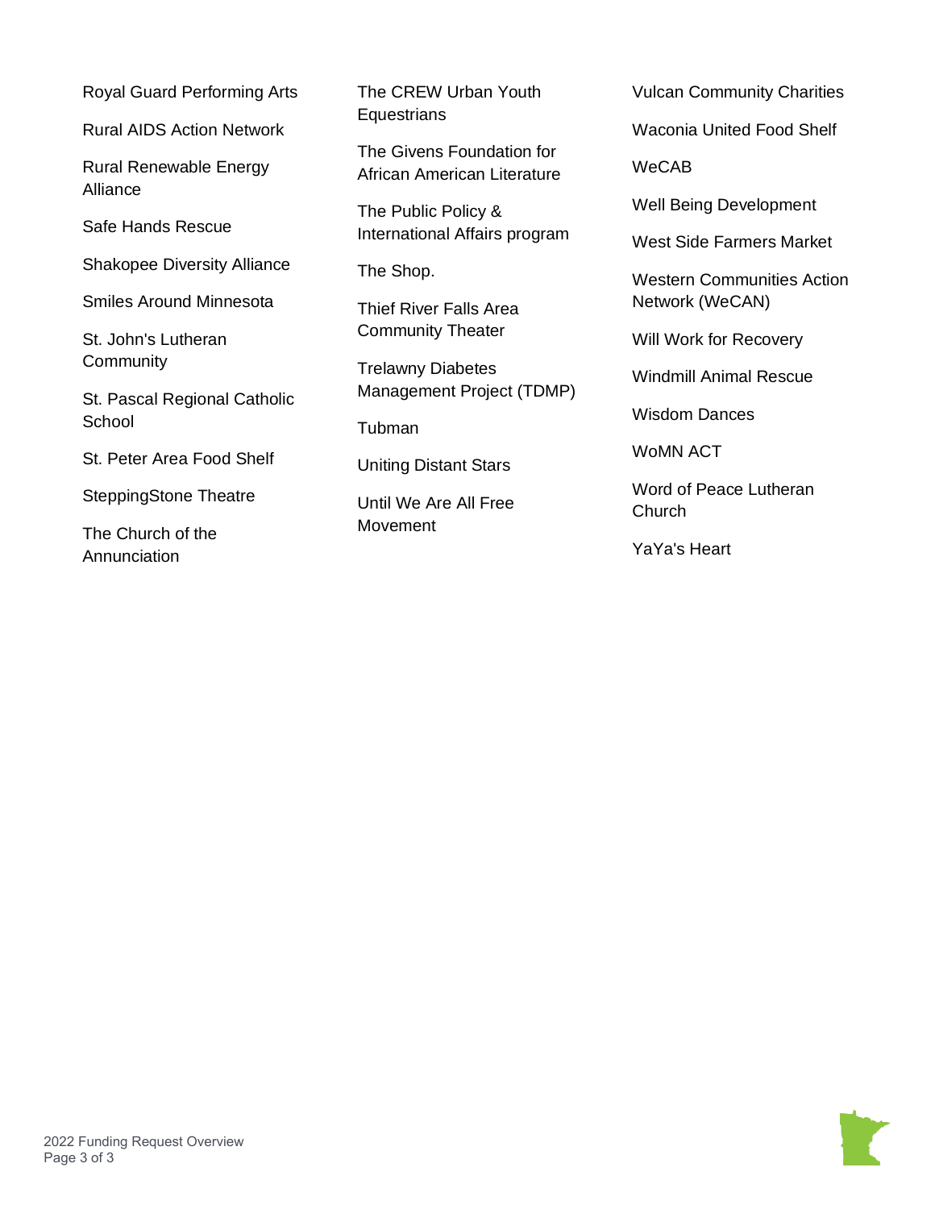Royal Guard Performing Arts

Rural AIDS Action Network

Rural Renewable Energy Alliance

Safe Hands Rescue

Shakopee Diversity Alliance

Smiles Around Minnesota

St. John's Lutheran Community

St. Pascal Regional Catholic School

St. Peter Area Food Shelf

SteppingStone Theatre

The Church of the Annunciation

The CREW Urban Youth Equestrians

The Givens Foundation for African American Literature

The Public Policy & International Affairs program

The Shop.

Thief River Falls Area Community Theater

Trelawny Diabetes Management Project (TDMP)

Tubman

Uniting Distant Stars

Until We Are All Free Movement

Vulcan Community Charities

Waconia United Food Shelf

WeCAB

Well Being Development

West Side Farmers Market

Western Communities Action Network (WeCAN)

Will Work for Recovery

Windmill Animal Rescue

Wisdom Dances

WoMN ACT

Word of Peace Lutheran Church

YaYa's Heart